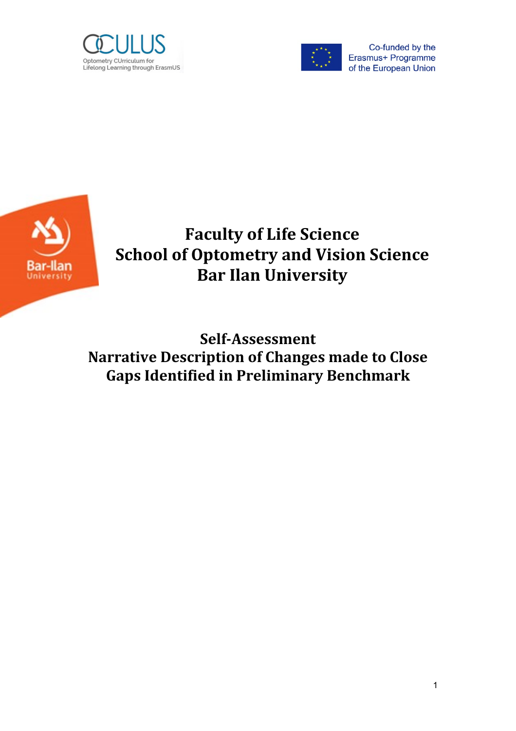OCULUS
Optometry CUrriculum for Lifelong Learning through ErasmUS

Co-funded by the Erasmus+ Programme of the European Union

Bar-Ilan University

# Faculty of Life Science
# School of Optometry and Vision Science
# Bar Ilan University

## Self-Assessment
## Narrative Description of Changes made to Close Gaps Identified in Preliminary Benchmark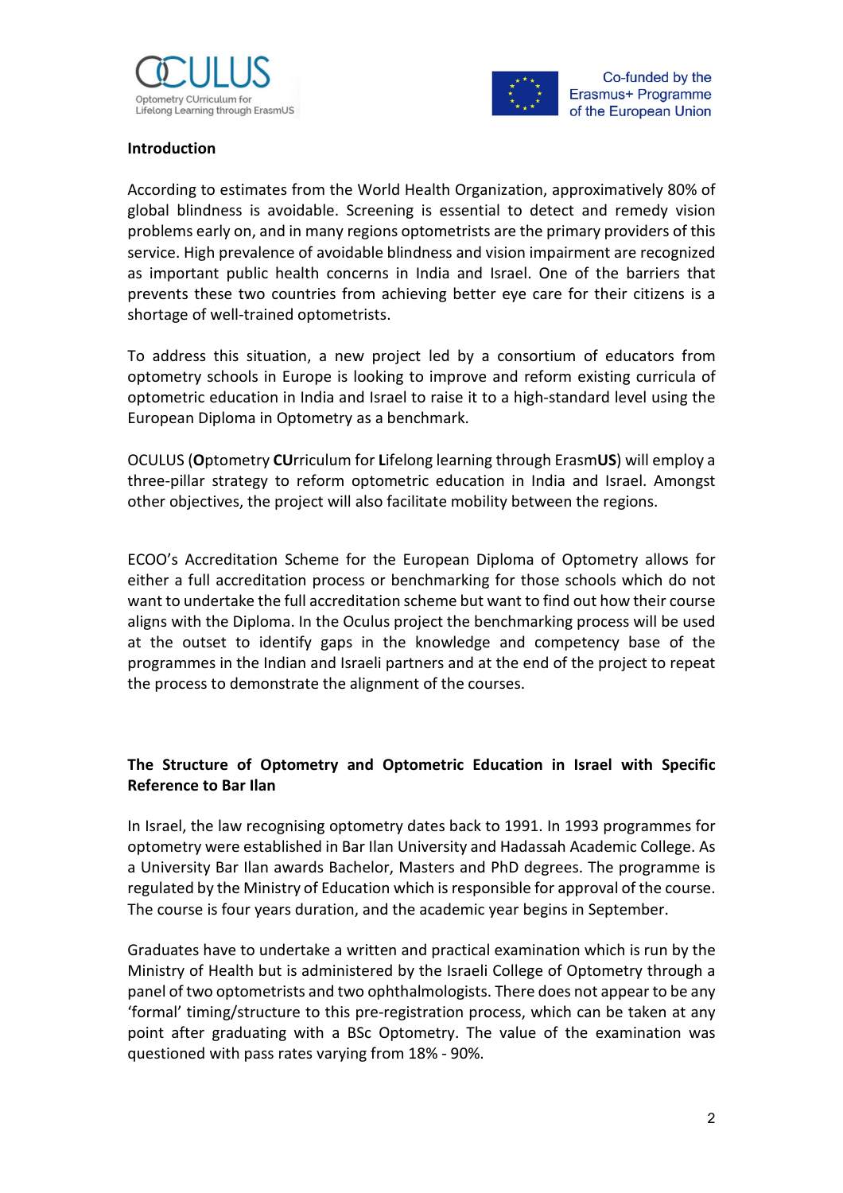## Introduction

According to estimates from the World Health Organization, approximatively 80% of global blindness is avoidable. Screening is essential to detect and remedy vision problems early on, and in many regions optometrists are the primary providers of this service. High prevalence of avoidable blindness and vision impairment are recognized as important public health concerns in India and Israel. One of the barriers that prevents these two countries from achieving better eye care for their citizens is a shortage of well-trained optometrists.

To address this situation, a new project led by a consortium of educators from optometry schools in Europe is looking to improve and reform existing curricula of optometric education in India and Israel to raise it to a high-standard level using the European Diploma in Optometry as a benchmark.

OCULUS (**O**ptometry **CU**rriculum for **L**ifelong learning through Erasm**US**) will employ a three-pillar strategy to reform optometric education in India and Israel. Amongst other objectives, the project will also facilitate mobility between the regions.

ECOO's Accreditation Scheme for the European Diploma of Optometry allows for either a full accreditation process or benchmarking for those schools which do not want to undertake the full accreditation scheme but want to find out how their course aligns with the Diploma. In the Oculus project the benchmarking process will be used at the outset to identify gaps in the knowledge and competency base of the programmes in the Indian and Israeli partners and at the end of the project to repeat the process to demonstrate the alignment of the courses.

## The Structure of Optometry and Optometric Education in Israel with Specific Reference to Bar Ilan

In Israel, the law recognising optometry dates back to 1991. In 1993 programmes for optometry were established in Bar Ilan University and Hadassah Academic College. As a University Bar Ilan awards Bachelor, Masters and PhD degrees. The programme is regulated by the Ministry of Education which is responsible for approval of the course. The course is four years duration, and the academic year begins in September.

Graduates have to undertake a written and practical examination which is run by the Ministry of Health but is administered by the Israeli College of Optometry through a panel of two optometrists and two ophthalmologists. There does not appear to be any 'formal' timing/structure to this pre-registration process, which can be taken at any point after graduating with a BSc Optometry. The value of the examination was questioned with pass rates varying from 18% - 90%.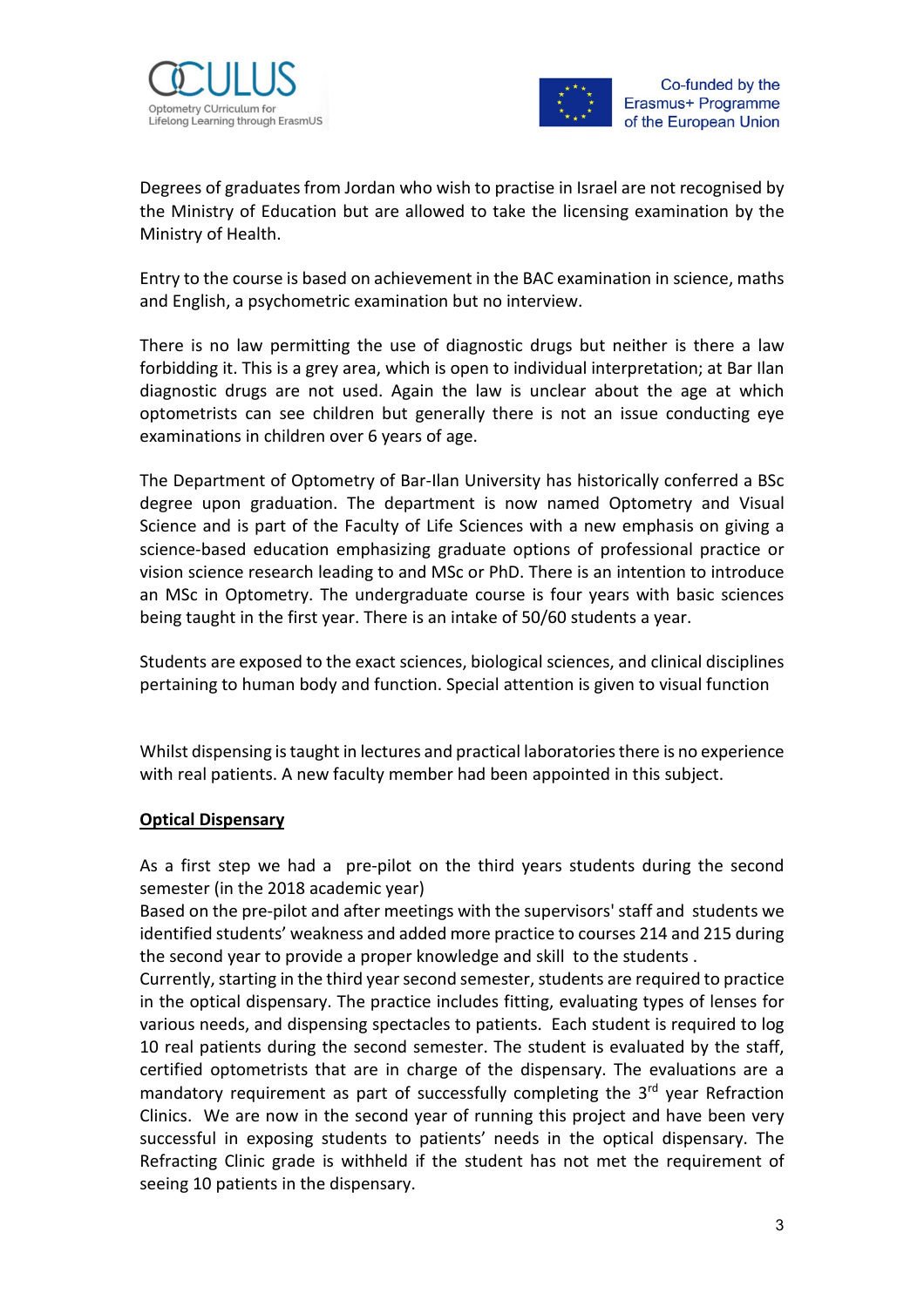Degrees of graduates from Jordan who wish to practise in Israel are not recognised by the Ministry of Education but are allowed to take the licensing examination by the Ministry of Health.

Entry to the course is based on achievement in the BAC examination in science, maths and English, a psychometric examination but no interview.

There is no law permitting the use of diagnostic drugs but neither is there a law forbidding it. This is a grey area, which is open to individual interpretation; at Bar Ilan diagnostic drugs are not used. Again the law is unclear about the age at which optometrists can see children but generally there is not an issue conducting eye examinations in children over 6 years of age.

The Department of Optometry of Bar-Ilan University has historically conferred a BSc degree upon graduation. The department is now named Optometry and Visual Science and is part of the Faculty of Life Sciences with a new emphasis on giving a science-based education emphasizing graduate options of professional practice or vision science research leading to and MSc or PhD. There is an intention to introduce an MSc in Optometry. The undergraduate course is four years with basic sciences being taught in the first year. There is an intake of 50/60 students a year.

Students are exposed to the exact sciences, biological sciences, and clinical disciplines pertaining to human body and function. Special attention is given to visual function

Whilst dispensing is taught in lectures and practical laboratories there is no experience with real patients. A new faculty member had been appointed in this subject.

**Optical Dispensary**

As a first step we had a pre-pilot on the third years students during the second semester (in the 2018 academic year)
Based on the pre-pilot and after meetings with the supervisors' staff and students we identified students' weakness and added more practice to courses 214 and 215 during the second year to provide a proper knowledge and skill to the students .
Currently, starting in the third year second semester, students are required to practice in the optical dispensary. The practice includes fitting, evaluating types of lenses for various needs, and dispensing spectacles to patients. Each student is required to log 10 real patients during the second semester. The student is evaluated by the staff, certified optometrists that are in charge of the dispensary. The evaluations are a mandatory requirement as part of successfully completing the 3rd year Refraction Clinics. We are now in the second year of running this project and have been very successful in exposing students to patients' needs in the optical dispensary. The Refracting Clinic grade is withheld if the student has not met the requirement of seeing 10 patients in the dispensary.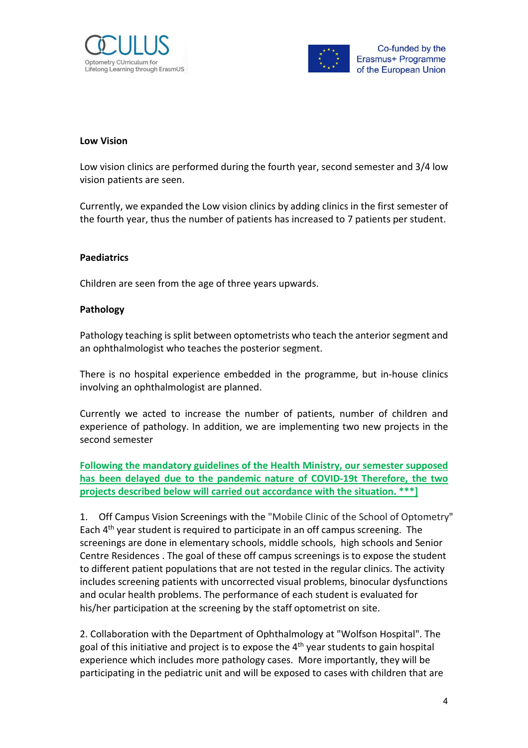**Low Vision**

Low vision clinics are performed during the fourth year, second semester and 3/4 low vision patients are seen.

Currently, we expanded the Low vision clinics by adding clinics in the first semester of the fourth year, thus the number of patients has increased to 7 patients per student.

**Paediatrics**

Children are seen from the age of three years upwards.

**Pathology**

Pathology teaching is split between optometrists who teach the anterior segment and an ophthalmologist who teaches the posterior segment.

There is no hospital experience embedded in the programme, but in-house clinics involving an ophthalmologist are planned.

Currently we acted to increase the number of patients, number of children and experience of pathology. In addition, we are implementing two new projects in the second semester

**Following the mandatory guidelines of the Health Ministry, our semester supposed has been delayed due to the pandemic nature of COVID-19t Therefore, the two projects described below will carried out accordance with the situation. ***]**

1. Off Campus Vision Screenings with the "Mobile Clinic of the School of Optometry" Each 4th year student is required to participate in an off campus screening. The screenings are done in elementary schools, middle schools, high schools and Senior Centre Residences . The goal of these off campus screenings is to expose the student to different patient populations that are not tested in the regular clinics. The activity includes screening patients with uncorrected visual problems, binocular dysfunctions and ocular health problems. The performance of each student is evaluated for his/her participation at the screening by the staff optometrist on site.

2. Collaboration with the Department of Ophthalmology at "Wolfson Hospital". The goal of this initiative and project is to expose the 4th year students to gain hospital experience which includes more pathology cases. More importantly, they will be participating in the pediatric unit and will be exposed to cases with children that are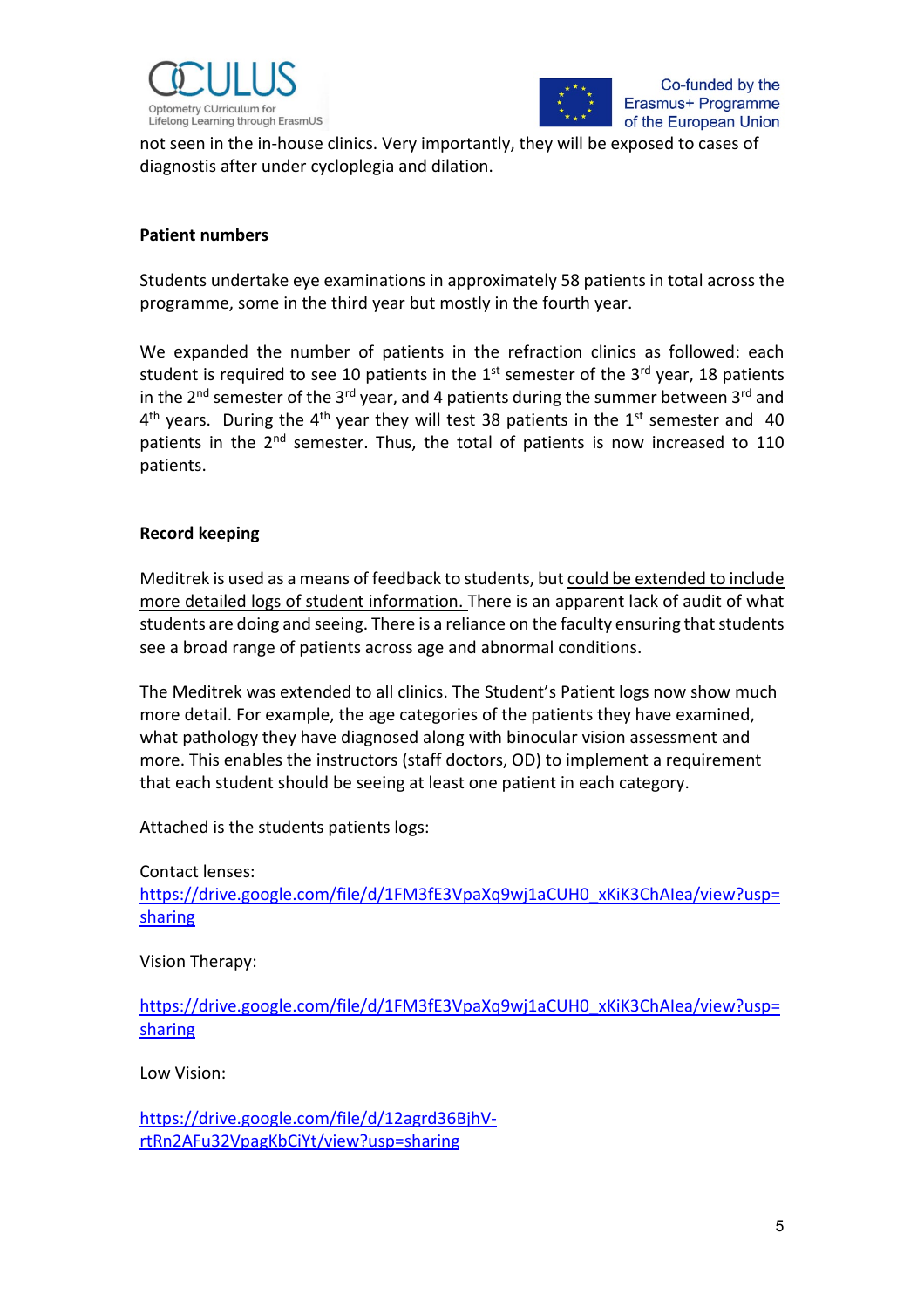not seen in the in-house clinics. Very importantly, they will be exposed to cases of diagnostis after under cycloplegia and dilation.

**Patient numbers**

Students undertake eye examinations in approximately 58 patients in total across the programme, some in the third year but mostly in the fourth year.

We expanded the number of patients in the refraction clinics as followed: each student is required to see 10 patients in the 1st semester of the 3rd year, 18 patients in the 2nd semester of the 3rd year, and 4 patients during the summer between 3rd and 4th years. During the 4th year they will test 38 patients in the 1st semester and 40 patients in the 2nd semester. Thus, the total of patients is now increased to 110 patients.

**Record keeping**

Meditrek is used as a means of feedback to students, but could be extended to include more detailed logs of student information. There is an apparent lack of audit of what students are doing and seeing. There is a reliance on the faculty ensuring that students see a broad range of patients across age and abnormal conditions.

The Meditrek was extended to all clinics. The Student's Patient logs now show much more detail. For example, the age categories of the patients they have examined, what pathology they have diagnosed along with binocular vision assessment and more. This enables the instructors (staff doctors, OD) to implement a requirement that each student should be seeing at least one patient in each category.

Attached is the students patients logs:

Contact lenses:
https://drive.google.com/file/d/1FM3fE3VpaXq9wj1aCUH0_xKiK3ChAIea/view?usp=sharing

Vision Therapy:

https://drive.google.com/file/d/1FM3fE3VpaXq9wj1aCUH0_xKiK3ChAIea/view?usp=sharing

Low Vision:

https://drive.google.com/file/d/12agrd36BjhV-rtRn2AFu32VpagKbCiYt/view?usp=sharing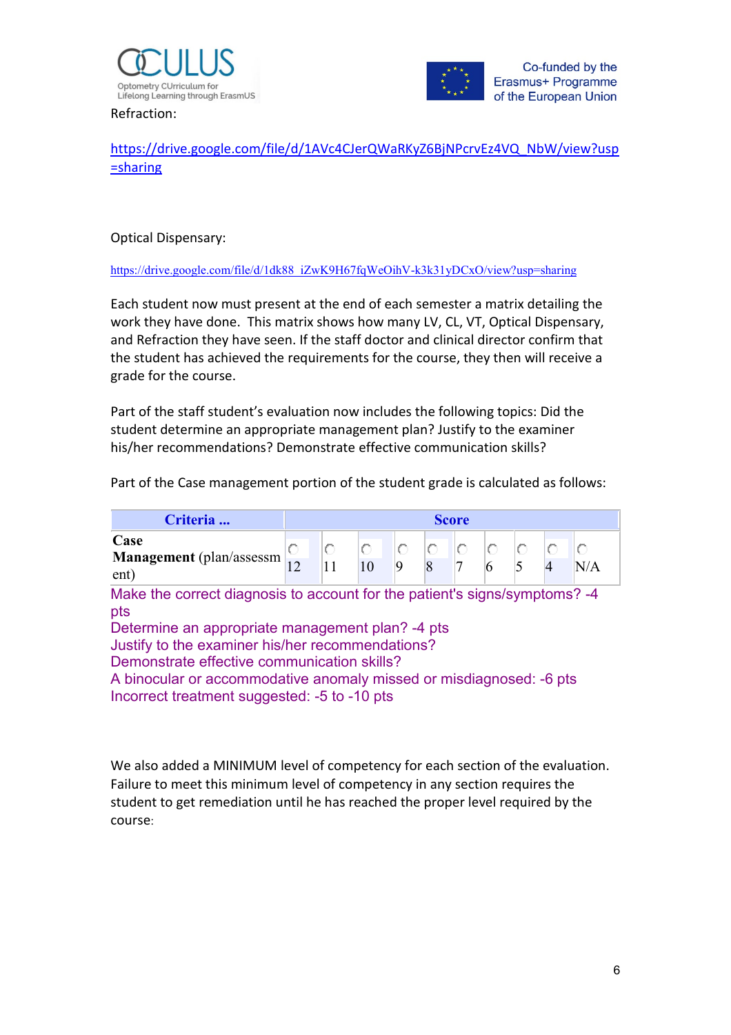Refraction:

https://drive.google.com/file/d/1AVc4CJerQWaRKyZ6BjNPcrvEz4VQ_NbW/view?usp=sharing

Optical Dispensary:

https://drive.google.com/file/d/1dk88_iZwK9H67fqWeOihV-k3k31yDCxO/view?usp=sharing

Each student now must present at the end of each semester a matrix detailing the work they have done. This matrix shows how many LV, CL, VT, Optical Dispensary, and Refraction they have seen. If the staff doctor and clinical director confirm that the student has achieved the requirements for the course, they then will receive a grade for the course.

Part of the staff student's evaluation now includes the following topics: Did the student determine an appropriate management plan? Justify to the examiner his/her recommendations? Demonstrate effective communication skills?

Part of the Case management portion of the student grade is calculated as follows:

| Criteria ... | Score | | | | | | | | | |
|---|---|---|---|---|---|---|---|---|---|---|
| **Case Management** (plan/assessment) | 12 | 11 | 10 | 9 | 8 | 7 | 6 | 5 | 4 | N/A |

Make the correct diagnosis to account for the patient's signs/symptoms? -4 pts
Determine an appropriate management plan? -4 pts
Justify to the examiner his/her recommendations?
Demonstrate effective communication skills?
A binocular or accommodative anomaly missed or misdiagnosed: -6 pts
Incorrect treatment suggested: -5 to -10 pts

We also added a MINIMUM level of competency for each section of the evaluation. Failure to meet this minimum level of competency in any section requires the student to get remediation until he has reached the proper level required by the course: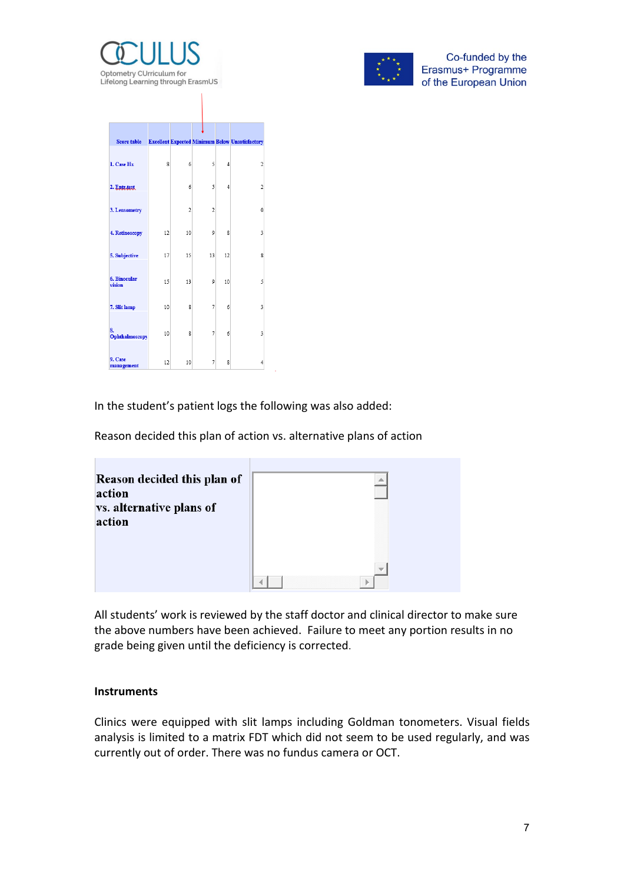| Score table | Excellent | Expected | Minimum | Below | Unsatisfactory |
|---|---|---|---|---|---|
| 1. Case Hx | 8 | 6 | 5 | 4 | 2 |
| 2. Entr.test | | 6 | 5 | 4 | 2 |
| 3. Lensometry | | 2 | 2 | | 0 |
| 4. Retinoscopy | 12 | 10 | 9 | 8 | 3 |
| 5. Subjective | 17 | 15 | 13 | 12 | 8 |
| 6. Binocular vision | 15 | 13 | 9 | 10 | 5 |
| 7. Slit lamp | 10 | 8 | 7 | 6 | 3 |
| 8. Ophthalmoscopy | 10 | 8 | 7 | 6 | 3 |
| 9. Case management | 12 | 10 | 7 | 8 | 4 |

In the student's patient logs the following was also added:

Reason decided this plan of action vs. alternative plans of action

| Reason decided this plan of action vs. alternative plans of action | |
|---|---|

All students' work is reviewed by the staff doctor and clinical director to make sure the above numbers have been achieved. Failure to meet any portion results in no grade being given until the deficiency is corrected.

**Instruments**

Clinics were equipped with slit lamps including Goldman tonometers. Visual fields analysis is limited to a matrix FDT which did not seem to be used regularly, and was currently out of order. There was no fundus camera or OCT.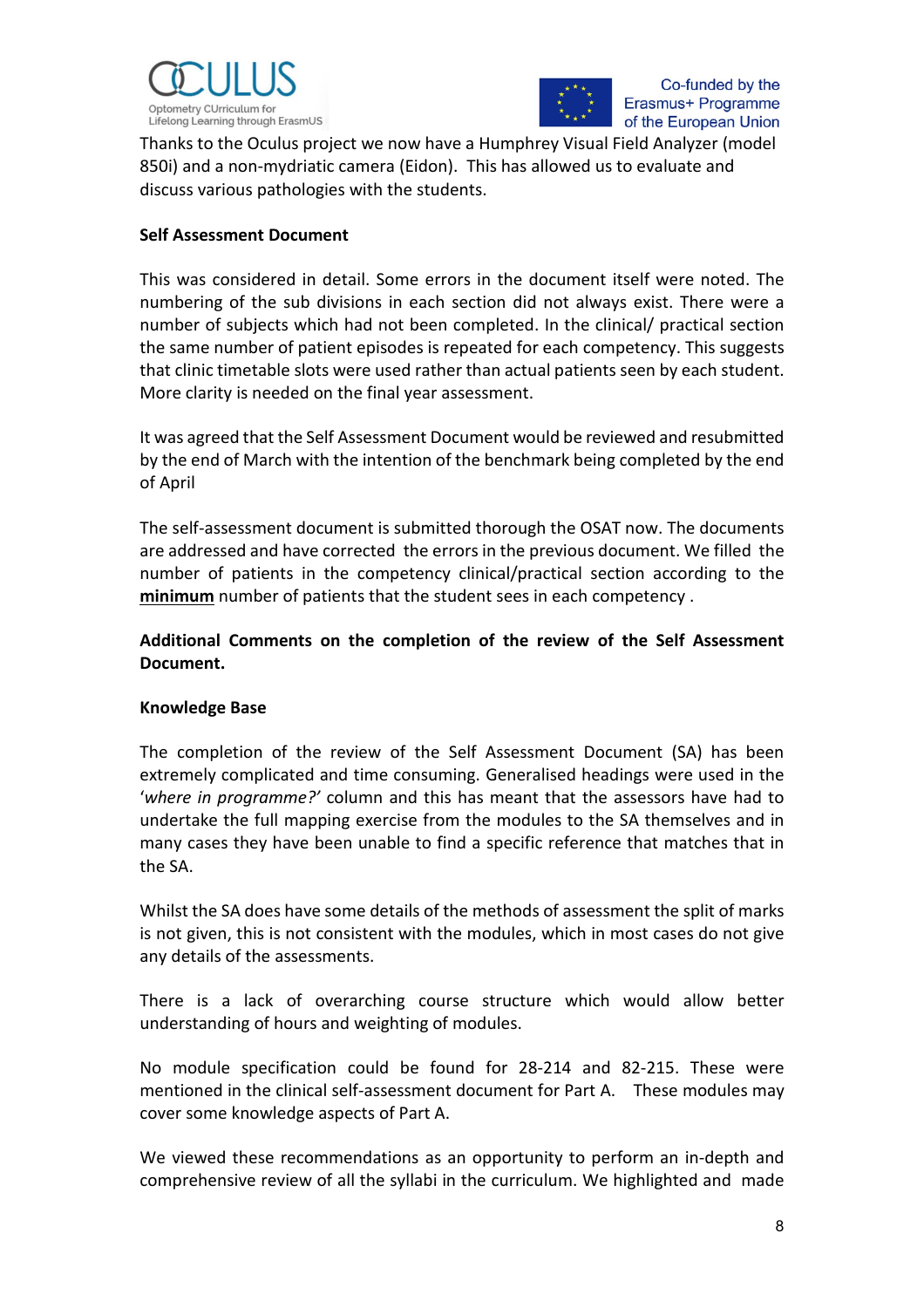Thanks to the Oculus project we now have a Humphrey Visual Field Analyzer (model 850i) and a non-mydriatic camera (Eidon). This has allowed us to evaluate and discuss various pathologies with the students.

**Self Assessment Document**

This was considered in detail. Some errors in the document itself were noted. The numbering of the sub divisions in each section did not always exist. There were a number of subjects which had not been completed. In the clinical/ practical section the same number of patient episodes is repeated for each competency. This suggests that clinic timetable slots were used rather than actual patients seen by each student. More clarity is needed on the final year assessment.

It was agreed that the Self Assessment Document would be reviewed and resubmitted by the end of March with the intention of the benchmark being completed by the end of April

The self-assessment document is submitted thorough the OSAT now. The documents are addressed and have corrected the errors in the previous document. We filled the number of patients in the competency clinical/practical section according to the **minimum** number of patients that the student sees in each competency .

**Additional Comments on the completion of the review of the Self Assessment Document.**

**Knowledge Base**

The completion of the review of the Self Assessment Document (SA) has been extremely complicated and time consuming. Generalised headings were used in the '*where in programme?'* column and this has meant that the assessors have had to undertake the full mapping exercise from the modules to the SA themselves and in many cases they have been unable to find a specific reference that matches that in the SA.

Whilst the SA does have some details of the methods of assessment the split of marks is not given, this is not consistent with the modules, which in most cases do not give any details of the assessments.

There is a lack of overarching course structure which would allow better understanding of hours and weighting of modules.

No module specification could be found for 28-214 and 82-215. These were mentioned in the clinical self-assessment document for Part A. These modules may cover some knowledge aspects of Part A.

We viewed these recommendations as an opportunity to perform an in-depth and comprehensive review of all the syllabi in the curriculum. We highlighted and made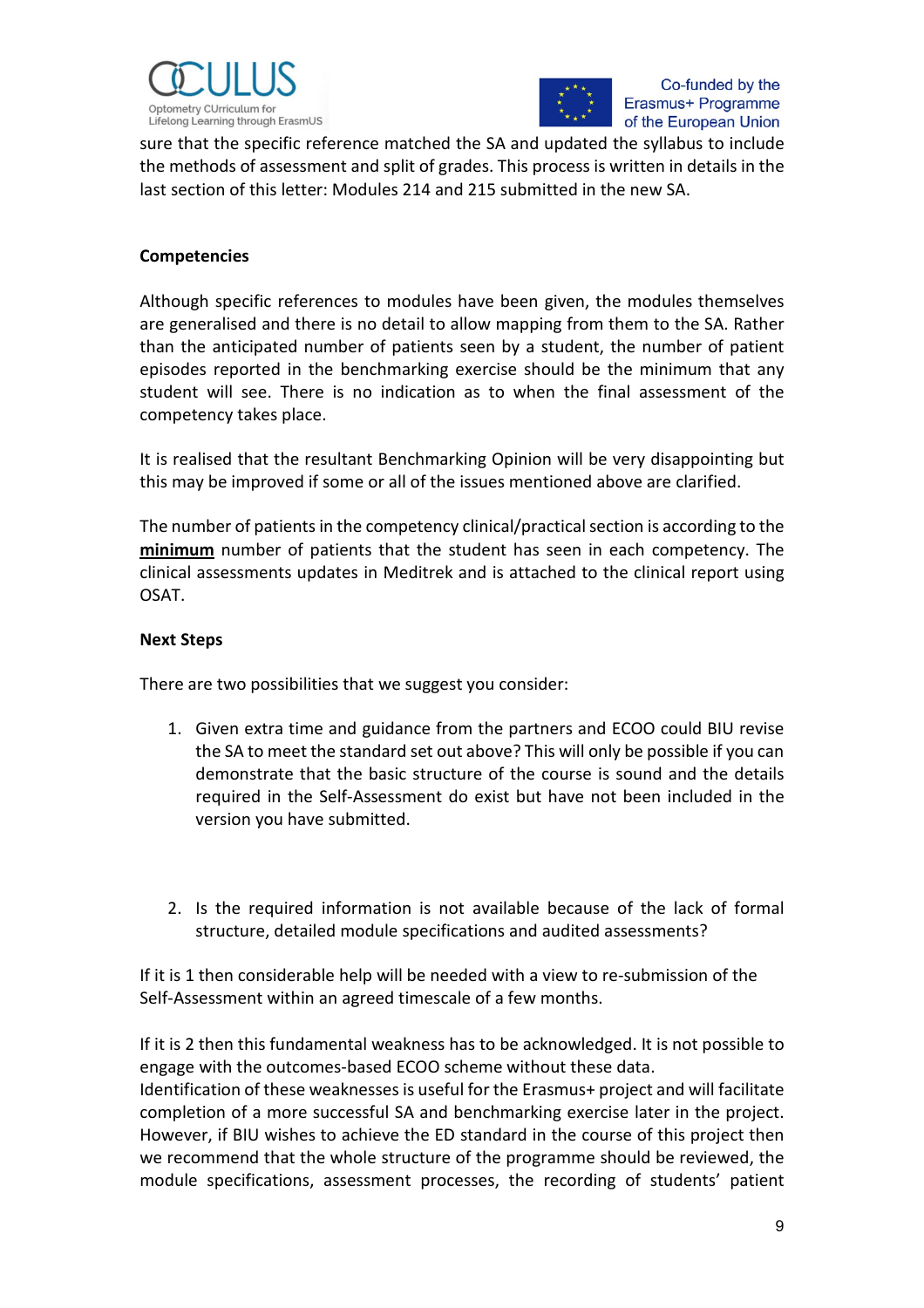sure that the specific reference matched the SA and updated the syllabus to include the methods of assessment and split of grades. This process is written in details in the last section of this letter: Modules 214 and 215 submitted in the new SA.

**Competencies**

Although specific references to modules have been given, the modules themselves are generalised and there is no detail to allow mapping from them to the SA. Rather than the anticipated number of patients seen by a student, the number of patient episodes reported in the benchmarking exercise should be the minimum that any student will see. There is no indication as to when the final assessment of the competency takes place.

It is realised that the resultant Benchmarking Opinion will be very disappointing but this may be improved if some or all of the issues mentioned above are clarified.

The number of patients in the competency clinical/practical section is according to the **<u>minimum</u>** number of patients that the student has seen in each competency. The clinical assessments updates in Meditrek and is attached to the clinical report using OSAT.

**Next Steps**

There are two possibilities that we suggest you consider:

1. Given extra time and guidance from the partners and ECOO could BIU revise the SA to meet the standard set out above? This will only be possible if you can demonstrate that the basic structure of the course is sound and the details required in the Self-Assessment do exist but have not been included in the version you have submitted.

2. Is the required information is not available because of the lack of formal structure, detailed module specifications and audited assessments?

If it is 1 then considerable help will be needed with a view to re-submission of the Self-Assessment within an agreed timescale of a few months.

If it is 2 then this fundamental weakness has to be acknowledged. It is not possible to engage with the outcomes-based ECOO scheme without these data.
Identification of these weaknesses is useful for the Erasmus+ project and will facilitate completion of a more successful SA and benchmarking exercise later in the project. However, if BIU wishes to achieve the ED standard in the course of this project then we recommend that the whole structure of the programme should be reviewed, the module specifications, assessment processes, the recording of students' patient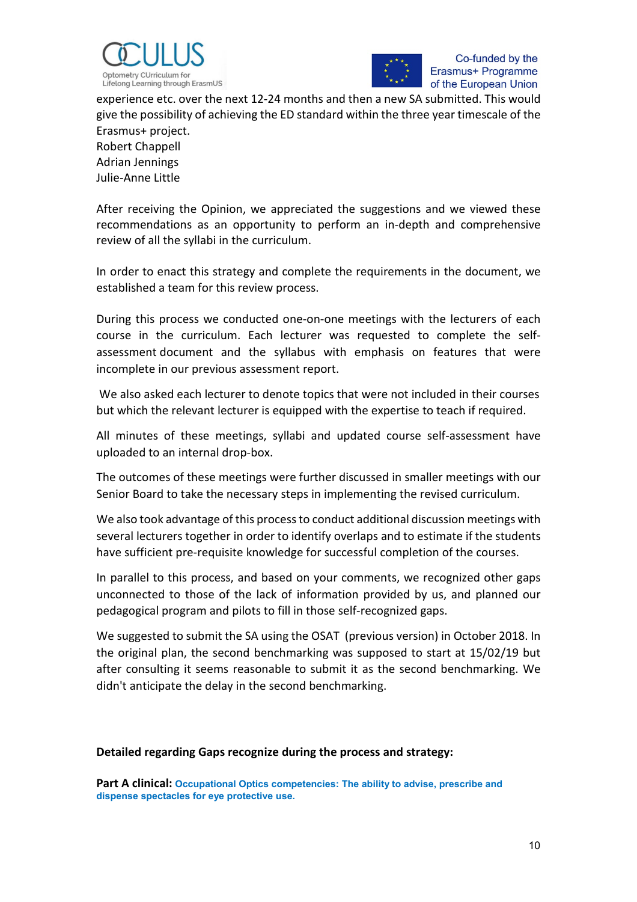experience etc. over the next 12-24 months and then a new SA submitted. This would give the possibility of achieving the ED standard within the three year timescale of the Erasmus+ project.
Robert Chappell
Adrian Jennings
Julie-Anne Little

After receiving the Opinion, we appreciated the suggestions and we viewed these recommendations as an opportunity to perform an in-depth and comprehensive review of all the syllabi in the curriculum.

In order to enact this strategy and complete the requirements in the document, we established a team for this review process.

During this process we conducted one-on-one meetings with the lecturers of each course in the curriculum. Each lecturer was requested to complete the self-assessment document and the syllabus with emphasis on features that were incomplete in our previous assessment report.

We also asked each lecturer to denote topics that were not included in their courses but which the relevant lecturer is equipped with the expertise to teach if required.

All minutes of these meetings, syllabi and updated course self-assessment have uploaded to an internal drop-box.

The outcomes of these meetings were further discussed in smaller meetings with our Senior Board to take the necessary steps in implementing the revised curriculum.

We also took advantage of this process to conduct additional discussion meetings with several lecturers together in order to identify overlaps and to estimate if the students have sufficient pre-requisite knowledge for successful completion of the courses.

In parallel to this process, and based on your comments, we recognized other gaps unconnected to those of the lack of information provided by us, and planned our pedagogical program and pilots to fill in those self-recognized gaps.

We suggested to submit the SA using the OSAT (previous version) in October 2018. In the original plan, the second benchmarking was supposed to start at 15/02/19 but after consulting it seems reasonable to submit it as the second benchmarking. We didn't anticipate the delay in the second benchmarking.

**Detailed regarding Gaps recognize during the process and strategy:**

**Part A clinical:** **Occupational Optics competencies: The ability to advise, prescribe and dispense spectacles for eye protective use.**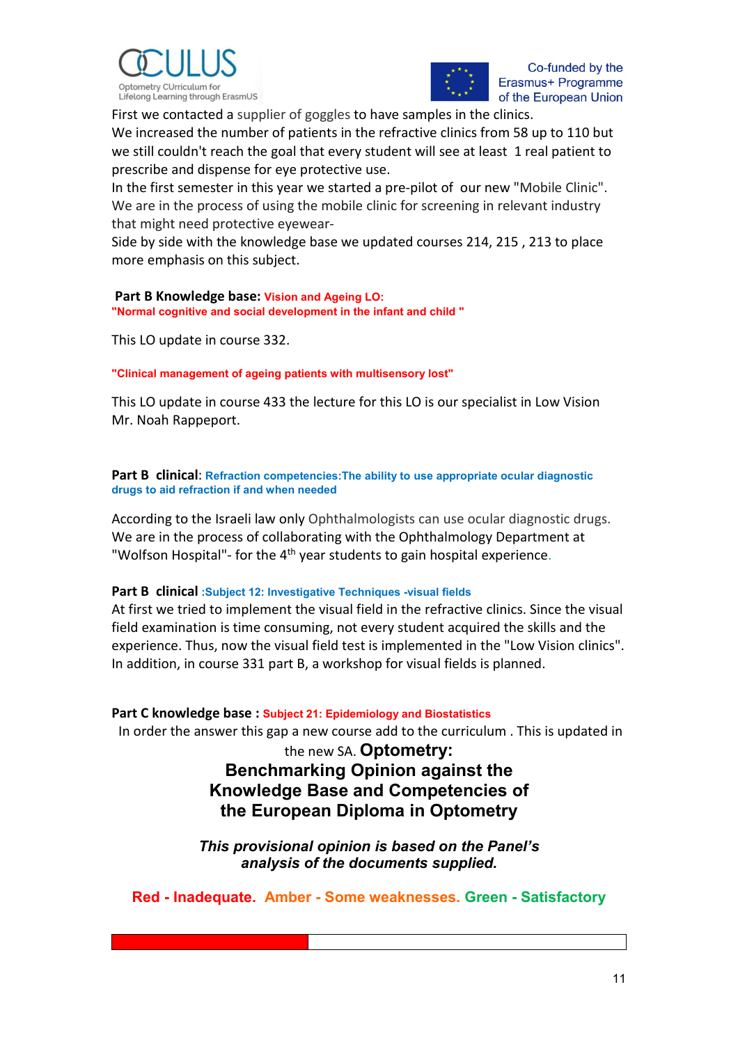First we contacted a supplier of goggles to have samples in the clinics.
We increased the number of patients in the refractive clinics from 58 up to 110 but we still couldn't reach the goal that every student will see at least 1 real patient to prescribe and dispense for eye protective use.
In the first semester in this year we started a pre-pilot of our new "Mobile Clinic". We are in the process of using the mobile clinic for screening in relevant industry that might need protective eyewear-
Side by side with the knowledge base we updated courses 214, 215 , 213 to place more emphasis on this subject.

**Part B Knowledge base: Vision and Ageing LO:**
**"Normal cognitive and social development in the infant and child "**

This LO update in course 332.

**"Clinical management of ageing patients with multisensory lost"**

This LO update in course 433 the lecture for this LO is our specialist in Low Vision Mr. Noah Rappeport.

**Part B clinical: Refraction competencies:The ability to use appropriate ocular diagnostic drugs to aid refraction if and when needed**

According to the Israeli law only Ophthalmologists can use ocular diagnostic drugs.
We are in the process of collaborating with the Ophthalmology Department at "Wolfson Hospital"- for the 4th year students to gain hospital experience.

**Part B clinical :Subject 12: Investigative Techniques -visual fields**
At first we tried to implement the visual field in the refractive clinics. Since the visual field examination is time consuming, not every student acquired the skills and the experience. Thus, now the visual field test is implemented in the "Low Vision clinics". In addition, in course 331 part B, a workshop for visual fields is planned.

**Part C knowledge base : Subject 21: Epidemiology and Biostatistics**
In order the answer this gap a new course add to the curriculum . This is updated in the new SA.

## Optometry: Benchmarking Opinion against the Knowledge Base and Competencies of the European Diploma in Optometry

***This provisional opinion is based on the Panel's analysis of the documents supplied.***

**Red - Inadequate. Amber - Some weaknesses. Green - Satisfactory**

| Red | |
|---|---|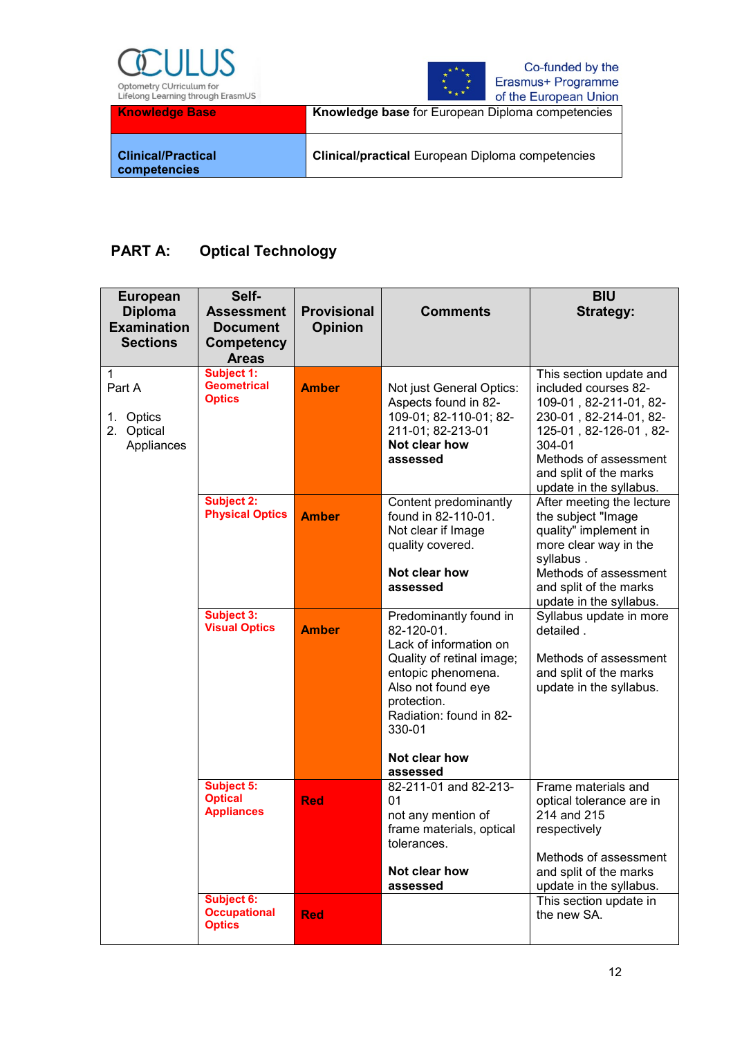| Knowledge Base | Knowledge base for European Diploma competencies |
|---|---|
| Clinical/Practical competencies | Clinical/practical European Diploma competencies |

## PART A: Optical Technology

| European Diploma Examination Sections | Self-Assessment Document Competency Areas | Provisional Opinion | Comments | BIU Strategy: |
|---|---|---|---|---|
| 1<br>Part A<br><br>1. Optics<br>2. Optical Appliances | **Subject 1: Geometrical Optics** | **Amber** | Not just General Optics: Aspects found in 82-109-01; 82-110-01; 82-211-01; 82-213-01<br>**Not clear how assessed** | This section update and included courses 82-109-01 , 82-211-01, 82-230-01 , 82-214-01, 82-125-01 , 82-126-01 , 82-304-01<br>Methods of assessment and split of the marks update in the syllabus. |
| | **Subject 2: Physical Optics** | **Amber** | Content predominantly found in 82-110-01. Not clear if Image quality covered.<br><br>**Not clear how assessed** | After meeting the lecture the subject "Image quality" implement in more clear way in the syllabus .<br>Methods of assessment and split of the marks update in the syllabus. |
| | **Subject 3: Visual Optics** | **Amber** | Predominantly found in 82-120-01.<br>Lack of information on Quality of retinal image; entopic phenomena.<br>Also not found eye protection.<br>Radiation: found in 82-330-01<br><br>**Not clear how assessed** | Syllabus update in more detailed .<br><br>Methods of assessment and split of the marks update in the syllabus. |
| | **Subject 5: Optical Appliances** | **Red** | 82-211-01 and 82-213-01<br>not any mention of frame materials, optical tolerances.<br><br>**Not clear how assessed** | Frame materials and optical tolerance are in 214 and 215 respectively<br><br>Methods of assessment and split of the marks update in the syllabus. |
| | **Subject 6: Occupational Optics** | **Red** | | This section update in the new SA. |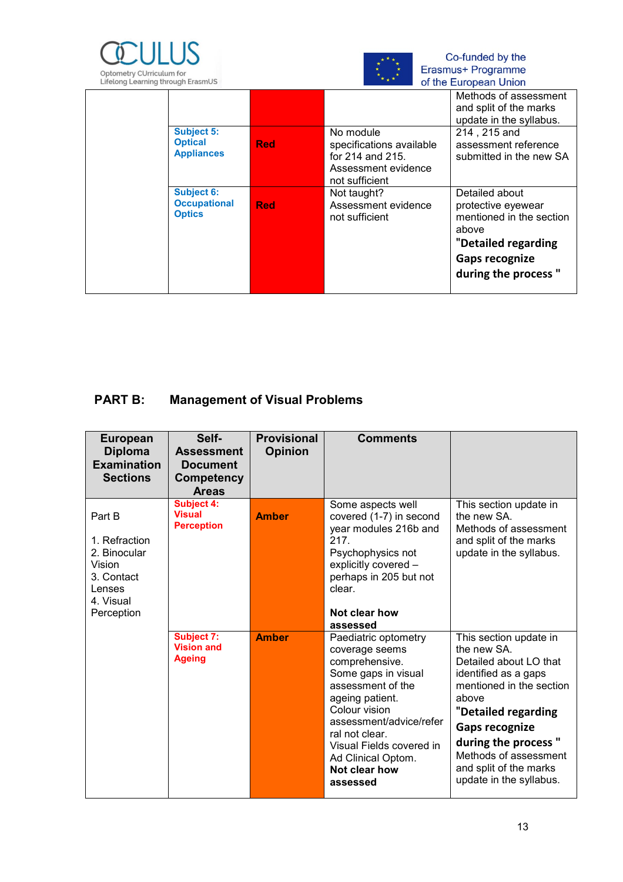| | | | | |
|---|---|---|---|---|
| | | | | Methods of assessment and split of the marks update in the syllabus. |
| | **Subject 5: Optical Appliances** | **Red** | No module specifications available for 214 and 215. Assessment evidence not sufficient | 214 , 215 and assessment reference submitted in the new SA |
| | **Subject 6: Occupational Optics** | **Red** | Not taught? Assessment evidence not sufficient | Detailed about protective eyewear mentioned in the section above **"Detailed regarding Gaps recognize during the process "** |

## PART B: Management of Visual Problems

| European Diploma Examination Sections | Self-Assessment Document Competency Areas | Provisional Opinion | Comments | |
|---|---|---|---|---|
| Part B<br><br>1. Refraction<br>2. Binocular Vision<br>3. Contact Lenses<br>4. Visual Perception | **Subject 4: Visual Perception** | **Amber** | Some aspects well covered (1-7) in second year modules 216b and 217.<br>Psychophysics not explicitly covered – perhaps in 205 but not clear.<br><br>**Not clear how assessed** | This section update in the new SA.<br>Methods of assessment and split of the marks update in the syllabus. |
| | **Subject 7: Vision and Ageing** | **Amber** | Paediatric optometry coverage seems comprehensive.<br>Some gaps in visual assessment of the ageing patient.<br>Colour vision assessment/advice/referral not clear.<br>Visual Fields covered in Ad Clinical Optom.<br>**Not clear how assessed** | This section update in the new SA.<br>Detailed about LO that identified as a gaps mentioned in the section above<br>**"Detailed regarding Gaps recognize during the process "**<br>Methods of assessment and split of the marks update in the syllabus. |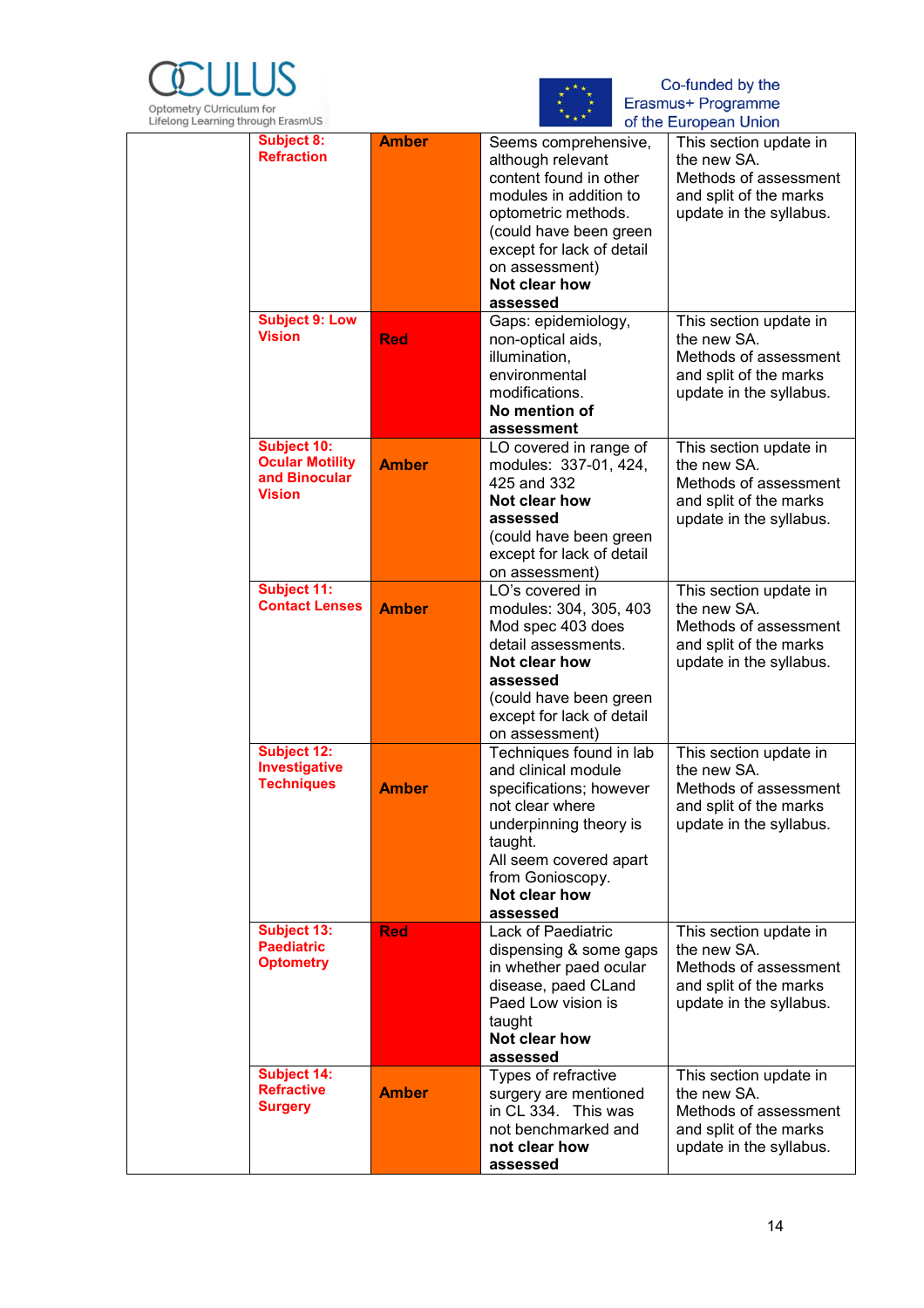| | | | | |
|---|---|---|---|---|
| | **Subject 8: Refraction** | **Amber** | Seems comprehensive, although relevant content found in other modules in addition to optometric methods. (could have been green except for lack of detail on assessment) **Not clear how assessed** | This section update in the new SA. Methods of assessment and split of the marks update in the syllabus. |
| | **Subject 9: Low Vision** | **Red** | Gaps: epidemiology, non-optical aids, illumination, environmental modifications. **No mention of assessment** | This section update in the new SA. Methods of assessment and split of the marks update in the syllabus. |
| | **Subject 10: Ocular Motility and Binocular Vision** | **Amber** | LO covered in range of modules: 337-01, 424, 425 and 332 **Not clear how assessed** (could have been green except for lack of detail on assessment) | This section update in the new SA. Methods of assessment and split of the marks update in the syllabus. |
| | **Subject 11: Contact Lenses** | **Amber** | LO's covered in modules: 304, 305, 403 Mod spec 403 does detail assessments. **Not clear how assessed** (could have been green except for lack of detail on assessment) | This section update in the new SA. Methods of assessment and split of the marks update in the syllabus. |
| | **Subject 12: Investigative Techniques** | **Amber** | Techniques found in lab and clinical module specifications; however not clear where underpinning theory is taught. All seem covered apart from Gonioscopy. **Not clear how assessed** | This section update in the new SA. Methods of assessment and split of the marks update in the syllabus. |
| | **Subject 13: Paediatric Optometry** | **Red** | Lack of Paediatric dispensing & some gaps in whether paed ocular disease, paed CLand Paed Low vision is taught **Not clear how assessed** | This section update in the new SA. Methods of assessment and split of the marks update in the syllabus. |
| | **Subject 14: Refractive Surgery** | **Amber** | Types of refractive surgery are mentioned in CL 334. This was not benchmarked and **not clear how assessed** | This section update in the new SA. Methods of assessment and split of the marks update in the syllabus. |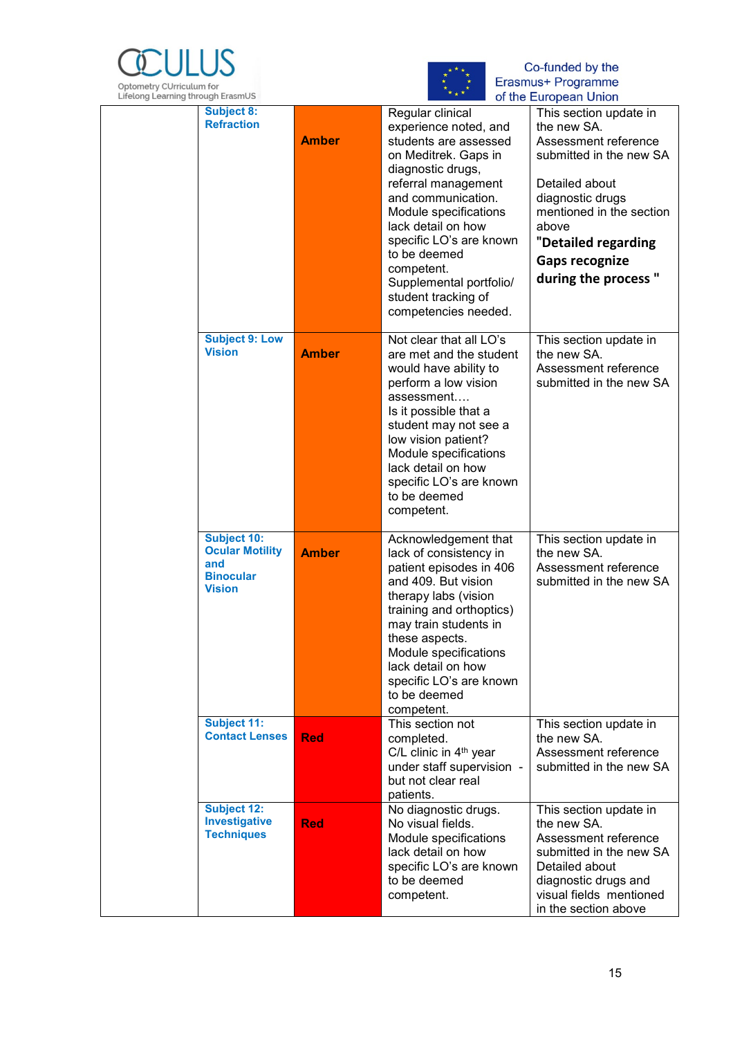| | Subject | Rating | Comments | Update |
|---|---|---|---|---|
| | **Subject 8: Refraction** | **Amber** | Regular clinical experience noted, and students are assessed on Meditrek. Gaps in diagnostic drugs, referral management and communication. Module specifications lack detail on how specific LO's are known to be deemed competent. Supplemental portfolio/ student tracking of competencies needed. | This section update in the new SA. Assessment reference submitted in the new SA<br><br>Detailed about diagnostic drugs mentioned in the section above<br>**"Detailed regarding Gaps recognize during the process "** |
| | **Subject 9: Low Vision** | **Amber** | Not clear that all LO's are met and the student would have ability to perform a low vision assessment…. Is it possible that a student may not see a low vision patient? Module specifications lack detail on how specific LO's are known to be deemed competent. | This section update in the new SA. Assessment reference submitted in the new SA |
| | **Subject 10: Ocular Motility and Binocular Vision** | **Amber** | Acknowledgement that lack of consistency in patient episodes in 406 and 409. But vision therapy labs (vision training and orthoptics) may train students in these aspects. Module specifications lack detail on how specific LO's are known to be deemed competent. | This section update in the new SA. Assessment reference submitted in the new SA |
| | **Subject 11: Contact Lenses** | **Red** | This section not completed. C/L clinic in 4th year under staff supervision - but not clear real patients. | This section update in the new SA. Assessment reference submitted in the new SA |
| | **Subject 12: Investigative Techniques** | **Red** | No diagnostic drugs. No visual fields. Module specifications lack detail on how specific LO's are known to be deemed competent. | This section update in the new SA. Assessment reference submitted in the new SA Detailed about diagnostic drugs and visual fields mentioned in the section above |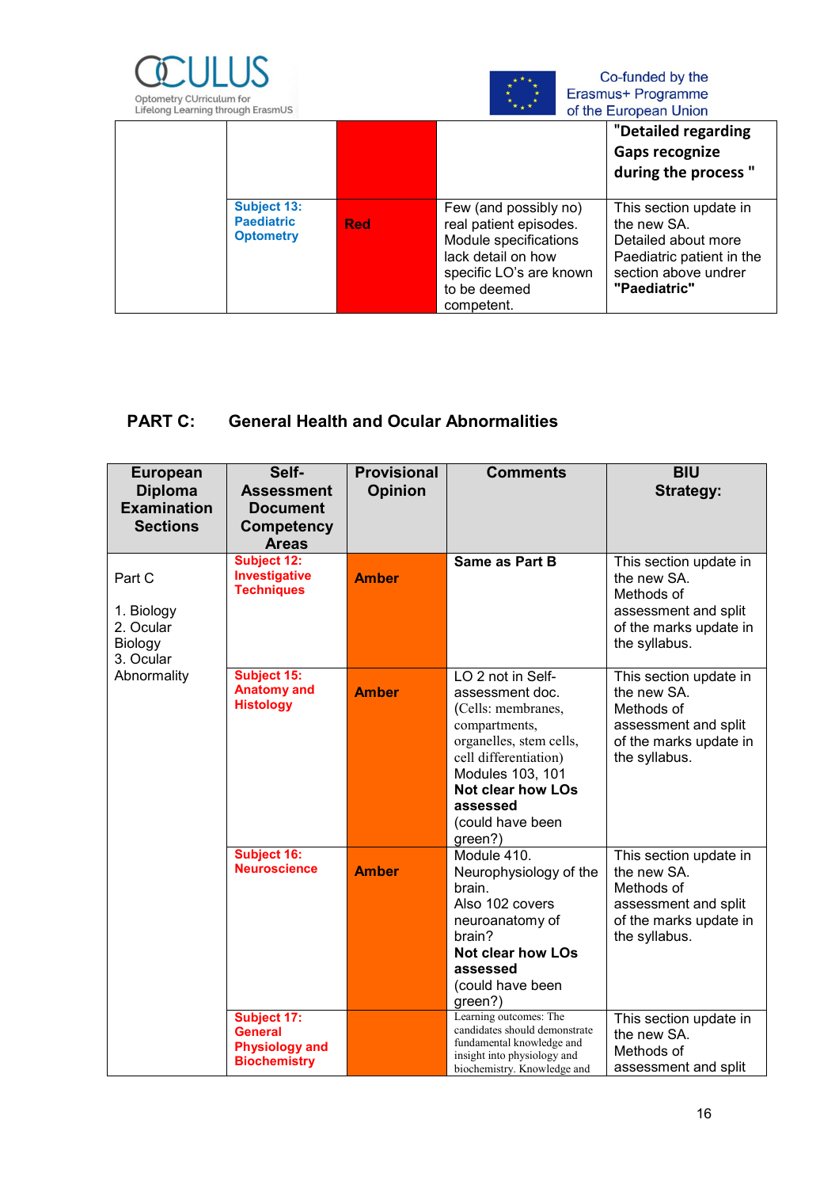| | | | | "Detailed regarding Gaps recognize during the process " |
|---|---|---|---|---|
| | **Subject 13: Paediatric Optometry** | **Red** | Few (and possibly no) real patient episodes. Module specifications lack detail on how specific LO's are known to be deemed competent. | This section update in the new SA. Detailed about more Paediatric patient in the section above undrer **"Paediatric"** |

## PART C: General Health and Ocular Abnormalities

| European Diploma Examination Sections | Self-Assessment Document Competency Areas | Provisional Opinion | Comments | BIU Strategy: |
|---|---|---|---|---|
| Part C<br><br>1. Biology<br>2. Ocular Biology<br>3. Ocular Abnormality | **Subject 12: Investigative Techniques** | **Amber** | **Same as Part B** | This section update in the new SA. Methods of assessment and split of the marks update in the syllabus. |
| | **Subject 15: Anatomy and Histology** | **Amber** | LO 2 not in Self-assessment doc. (Cells: membranes, compartments, organelles, stem cells, cell differentiation) Modules 103, 101 **Not clear how LOs assessed** (could have been green?) | This section update in the new SA. Methods of assessment and split of the marks update in the syllabus. |
| | **Subject 16: Neuroscience** | **Amber** | Module 410. Neurophysiology of the brain. Also 102 covers neuroanatomy of brain? **Not clear how LOs assessed** (could have been green?) | This section update in the new SA. Methods of assessment and split of the marks update in the syllabus. |
| | **Subject 17: General Physiology and Biochemistry** | | Learning outcomes: The candidates should demonstrate fundamental knowledge and insight into physiology and biochemistry. Knowledge and | This section update in the new SA. Methods of assessment and split |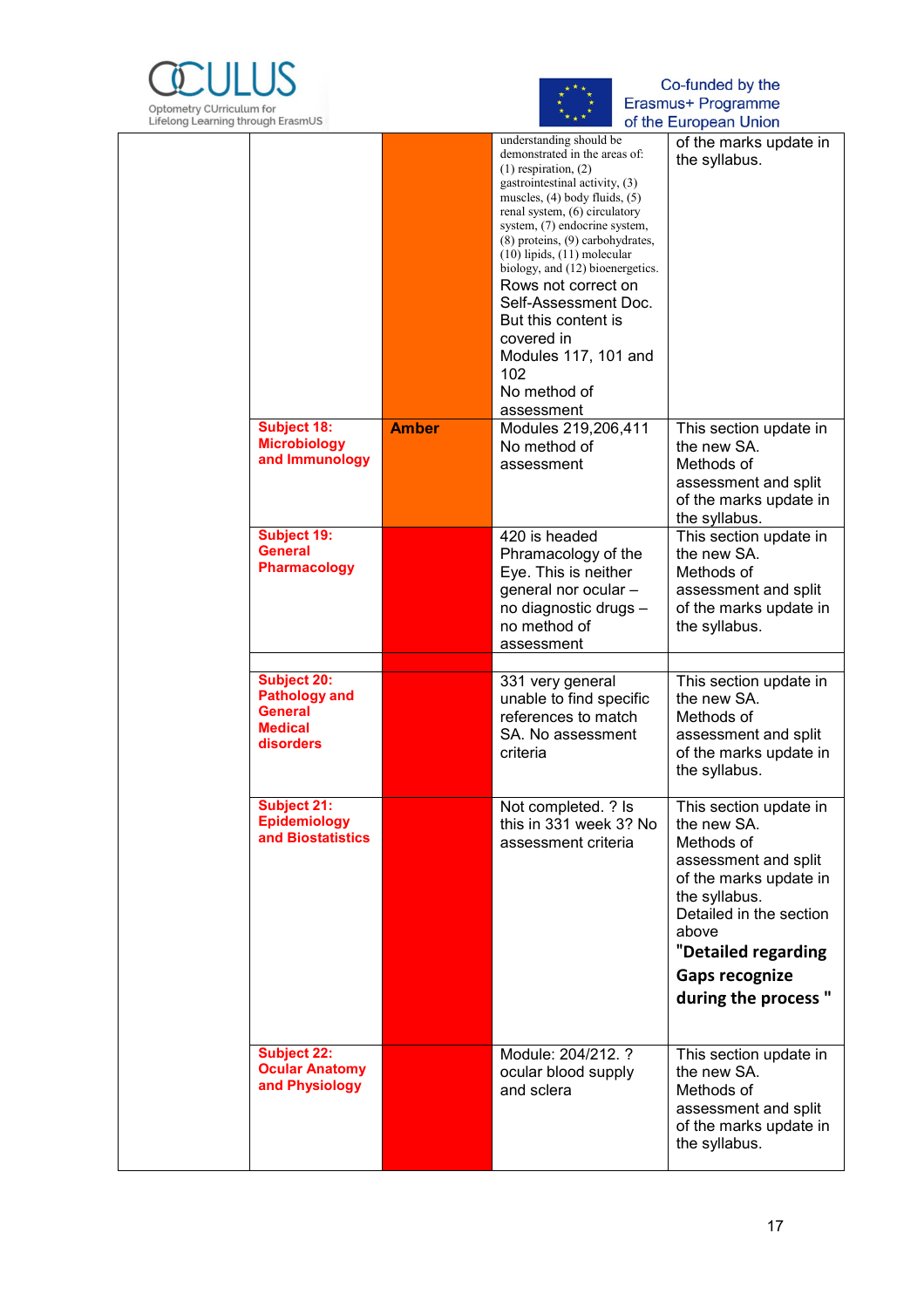| | | | | |
|---|---|---|---|---|
| | | | understanding should be demonstrated in the areas of: (1) respiration, (2) gastrointestinal activity, (3) muscles, (4) body fluids, (5) renal system, (6) circulatory system, (7) endocrine system, (8) proteins, (9) carbohydrates, (10) lipids, (11) molecular biology, and (12) bioenergetics. Rows not correct on Self-Assessment Doc. But this content is covered in Modules 117, 101 and 102 No method of assessment | of the marks update in the syllabus. |
| | **Subject 18: Microbiology and Immunology** | **Amber** | Modules 219,206,411 No method of assessment | This section update in the new SA. Methods of assessment and split of the marks update in the syllabus. |
| | **Subject 19: General Pharmacology** | | 420 is headed Phramacology of the Eye. This is neither general nor ocular – no diagnostic drugs – no method of assessment | This section update in the new SA. Methods of assessment and split of the marks update in the syllabus. |
| | | | | |
| | **Subject 20: Pathology and General Medical disorders** | | 331 very general unable to find specific references to match SA. No assessment criteria | This section update in the new SA. Methods of assessment and split of the marks update in the syllabus. |
| | **Subject 21: Epidemiology and Biostatistics** | | Not completed. ? Is this in 331 week 3? No assessment criteria | This section update in the new SA. Methods of assessment and split of the marks update in the syllabus. Detailed in the section above **"Detailed regarding Gaps recognize during the process "** |
| | **Subject 22: Ocular Anatomy and Physiology** | | Module: 204/212. ? ocular blood supply and sclera | This section update in the new SA. Methods of assessment and split of the marks update in the syllabus. |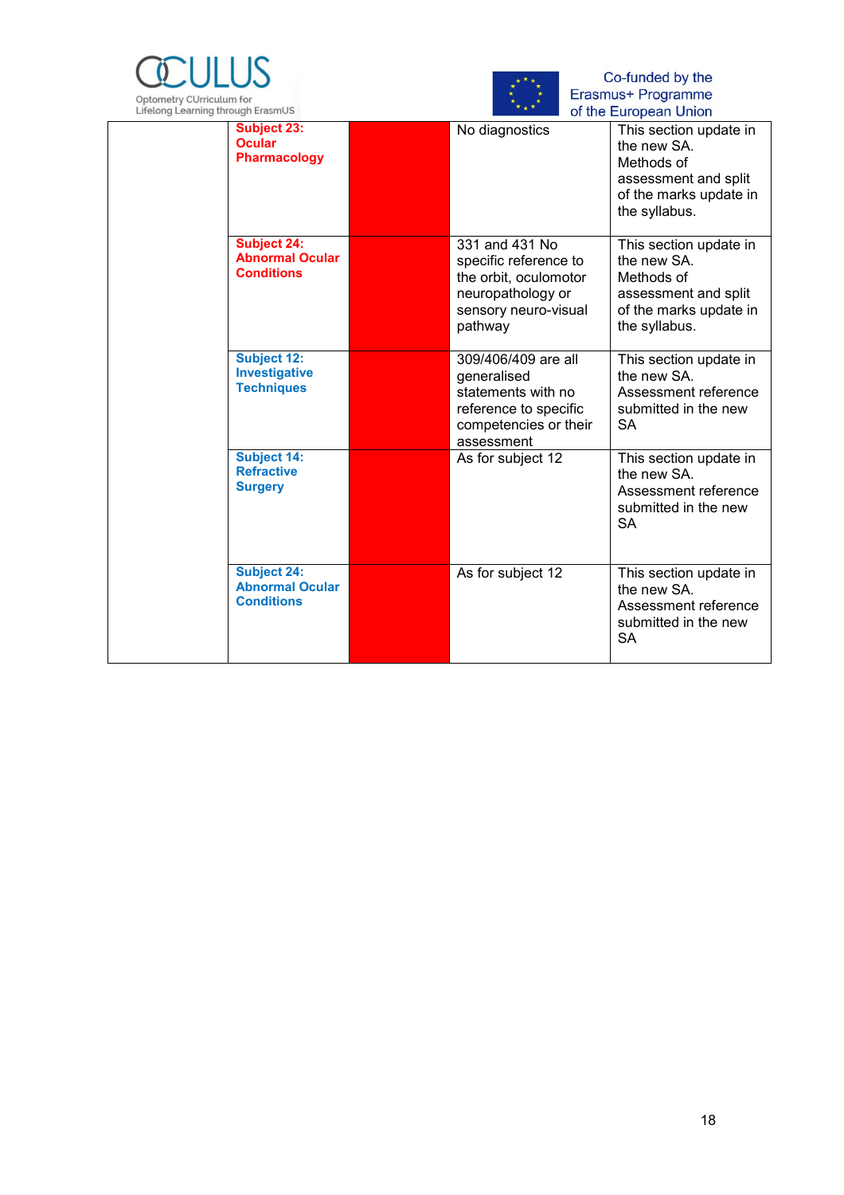| | | | | |
|---|---|---|---|---|
| | **Subject 23: Ocular Pharmacology** | | No diagnostics | This section update in the new SA. Methods of assessment and split of the marks update in the syllabus. |
| | **Subject 24: Abnormal Ocular Conditions** | | 331 and 431 No specific reference to the orbit, oculomotor neuropathology or sensory neuro-visual pathway | This section update in the new SA. Methods of assessment and split of the marks update in the syllabus. |
| | **Subject 12: Investigative Techniques** | | 309/406/409 are all generalised statements with no reference to specific competencies or their assessment | This section update in the new SA. Assessment reference submitted in the new SA |
| | **Subject 14: Refractive Surgery** | | As for subject 12 | This section update in the new SA. Assessment reference submitted in the new SA |
| | **Subject 24: Abnormal Ocular Conditions** | | As for subject 12 | This section update in the new SA. Assessment reference submitted in the new SA |